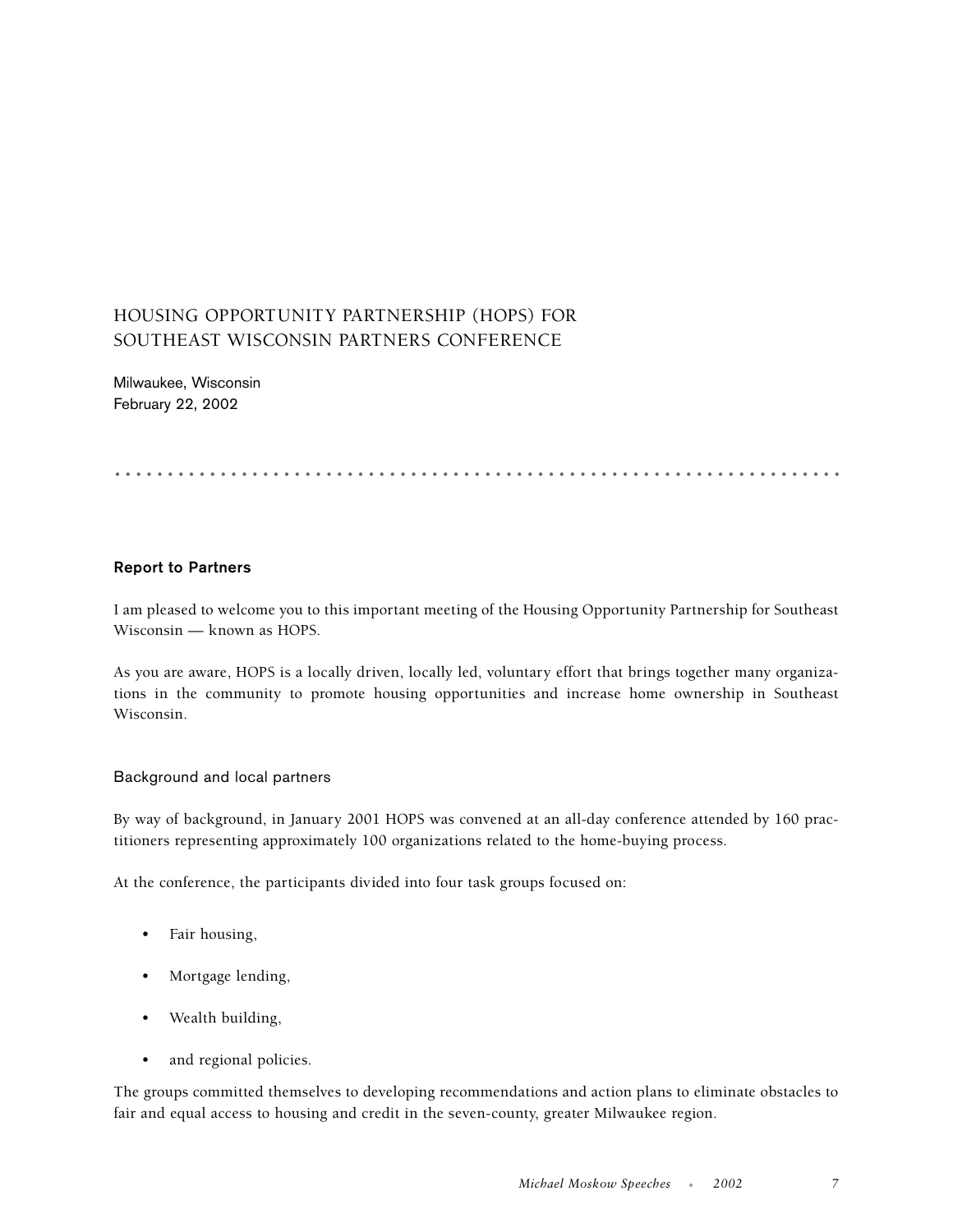# HOUSING OPPORTUNITY PARTNERSHIP (HOPS) FOR SOUTHEAST WISCONSIN PARTNERS CONFERENCE

Milwaukee, Wisconsin
February 22, 2002

## Report to Partners

I am pleased to welcome you to this important meeting of the Housing Opportunity Partnership for Southeast Wisconsin — known as HOPS.

As you are aware, HOPS is a locally driven, locally led, voluntary effort that brings together many organizations in the community to promote housing opportunities and increase home ownership in Southeast Wisconsin.

### Background and local partners

By way of background, in January 2001 HOPS was convened at an all-day conference attended by 160 practitioners representing approximately 100 organizations related to the home-buying process.

At the conference, the participants divided into four task groups focused on:

- Fair housing,
- Mortgage lending,
- Wealth building,
- and regional policies.

The groups committed themselves to developing recommendations and action plans to eliminate obstacles to fair and equal access to housing and credit in the seven-county, greater Milwaukee region.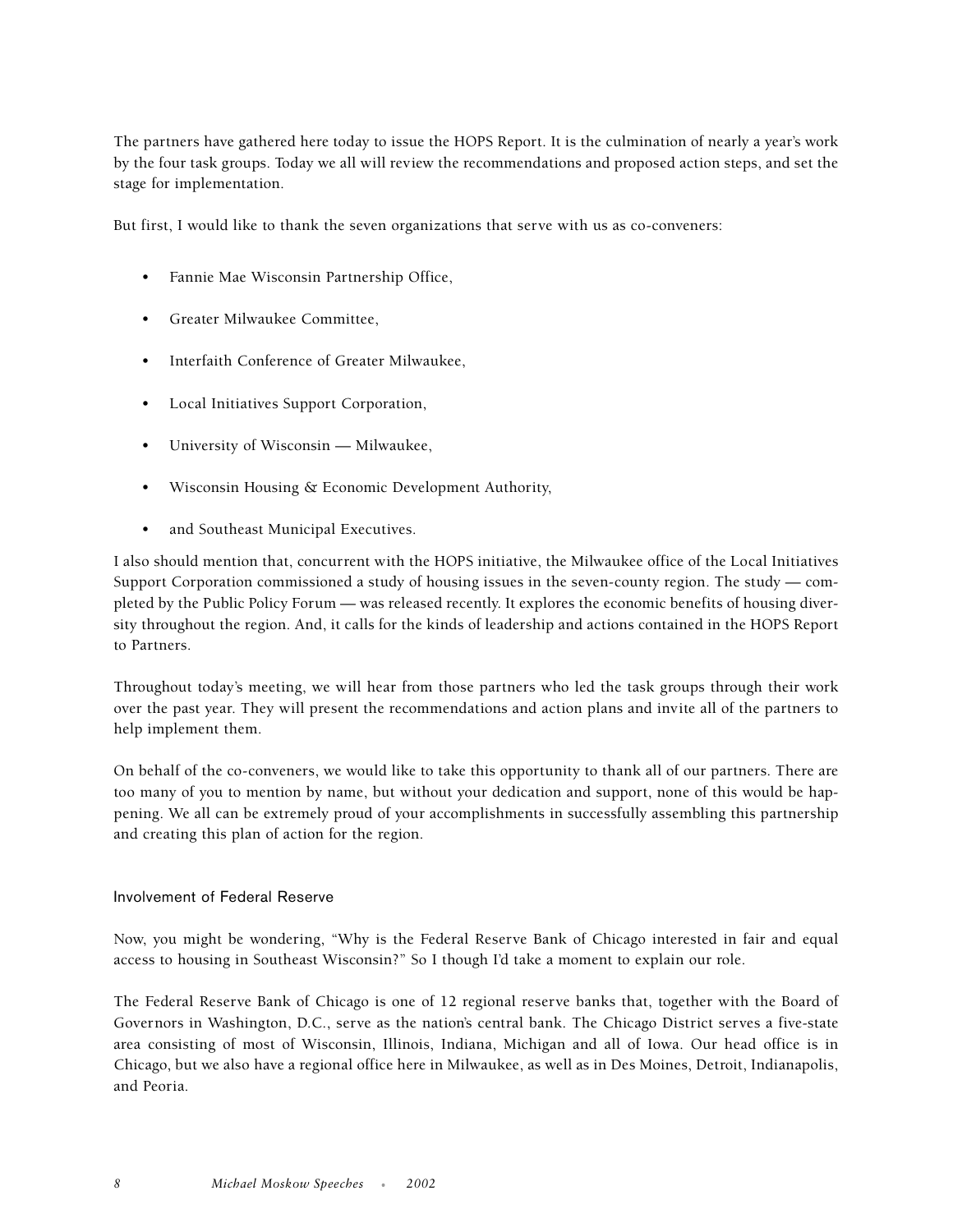The partners have gathered here today to issue the HOPS Report. It is the culmination of nearly a year's work by the four task groups. Today we all will review the recommendations and proposed action steps, and set the stage for implementation.

But first, I would like to thank the seven organizations that serve with us as co-conveners:

- Fannie Mae Wisconsin Partnership Office,
- Greater Milwaukee Committee,
- Interfaith Conference of Greater Milwaukee,
- Local Initiatives Support Corporation,
- University of Wisconsin — Milwaukee,
- Wisconsin Housing & Economic Development Authority,
- and Southeast Municipal Executives.

I also should mention that, concurrent with the HOPS initiative, the Milwaukee office of the Local Initiatives Support Corporation commissioned a study of housing issues in the seven-county region. The study — completed by the Public Policy Forum — was released recently. It explores the economic benefits of housing diversity throughout the region. And, it calls for the kinds of leadership and actions contained in the HOPS Report to Partners.

Throughout today's meeting, we will hear from those partners who led the task groups through their work over the past year. They will present the recommendations and action plans and invite all of the partners to help implement them.

On behalf of the co-conveners, we would like to take this opportunity to thank all of our partners. There are too many of you to mention by name, but without your dedication and support, none of this would be happening. We all can be extremely proud of your accomplishments in successfully assembling this partnership and creating this plan of action for the region.

## Involvement of Federal Reserve

Now, you might be wondering, "Why is the Federal Reserve Bank of Chicago interested in fair and equal access to housing in Southeast Wisconsin?" So I though I'd take a moment to explain our role.

The Federal Reserve Bank of Chicago is one of 12 regional reserve banks that, together with the Board of Governors in Washington, D.C., serve as the nation's central bank. The Chicago District serves a five-state area consisting of most of Wisconsin, Illinois, Indiana, Michigan and all of Iowa. Our head office is in Chicago, but we also have a regional office here in Milwaukee, as well as in Des Moines, Detroit, Indianapolis, and Peoria.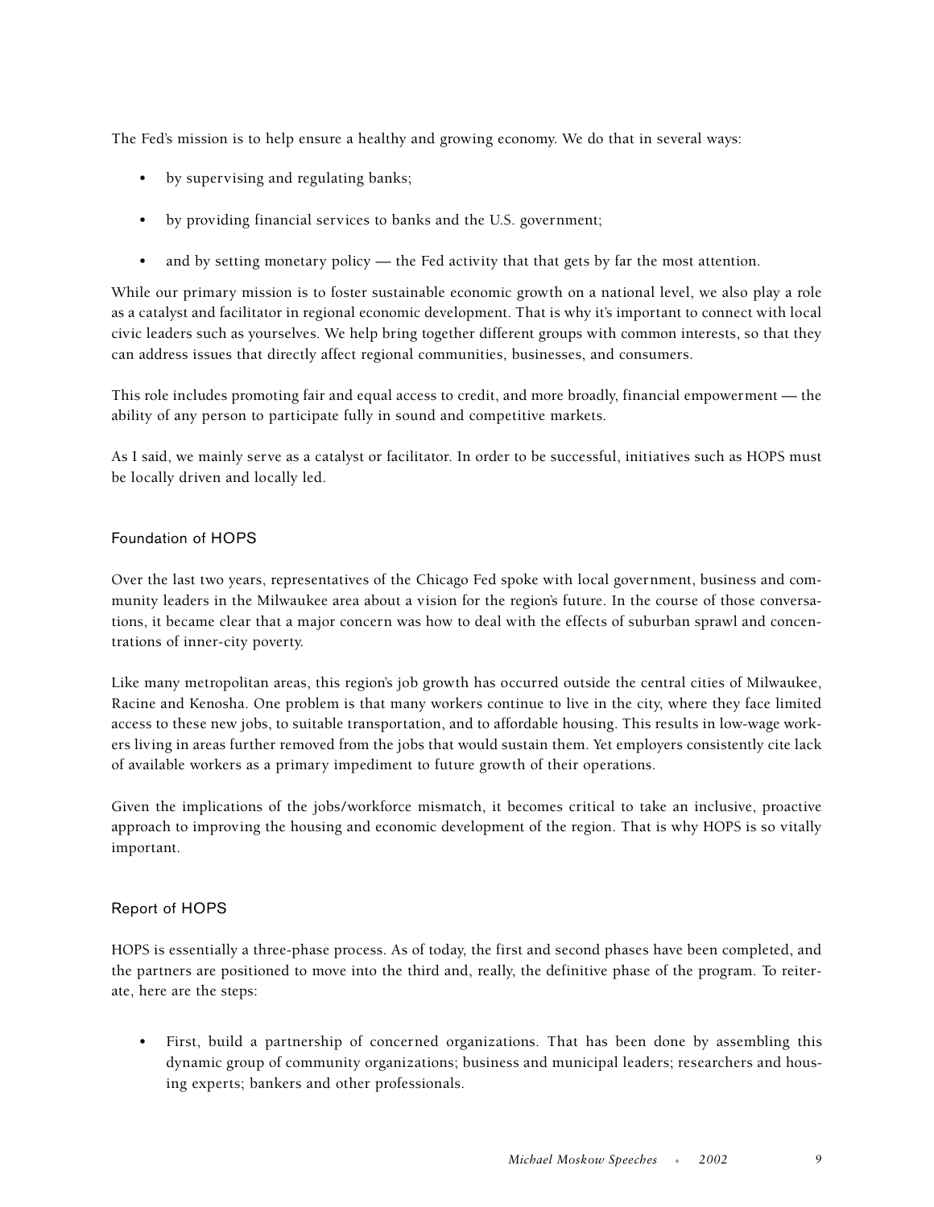The Fed's mission is to help ensure a healthy and growing economy. We do that in several ways:

- by supervising and regulating banks;
- by providing financial services to banks and the U.S. government;
- and by setting monetary policy — the Fed activity that that gets by far the most attention.

While our primary mission is to foster sustainable economic growth on a national level, we also play a role as a catalyst and facilitator in regional economic development. That is why it's important to connect with local civic leaders such as yourselves. We help bring together different groups with common interests, so that they can address issues that directly affect regional communities, businesses, and consumers.

This role includes promoting fair and equal access to credit, and more broadly, financial empowerment — the ability of any person to participate fully in sound and competitive markets.

As I said, we mainly serve as a catalyst or facilitator. In order to be successful, initiatives such as HOPS must be locally driven and locally led.

## Foundation of HOPS

Over the last two years, representatives of the Chicago Fed spoke with local government, business and community leaders in the Milwaukee area about a vision for the region's future. In the course of those conversations, it became clear that a major concern was how to deal with the effects of suburban sprawl and concentrations of inner-city poverty.

Like many metropolitan areas, this region's job growth has occurred outside the central cities of Milwaukee, Racine and Kenosha. One problem is that many workers continue to live in the city, where they face limited access to these new jobs, to suitable transportation, and to affordable housing. This results in low-wage workers living in areas further removed from the jobs that would sustain them. Yet employers consistently cite lack of available workers as a primary impediment to future growth of their operations.

Given the implications of the jobs/workforce mismatch, it becomes critical to take an inclusive, proactive approach to improving the housing and economic development of the region. That is why HOPS is so vitally important.

## Report of HOPS

HOPS is essentially a three-phase process. As of today, the first and second phases have been completed, and the partners are positioned to move into the third and, really, the definitive phase of the program. To reiterate, here are the steps:

- First, build a partnership of concerned organizations. That has been done by assembling this dynamic group of community organizations; business and municipal leaders; researchers and housing experts; bankers and other professionals.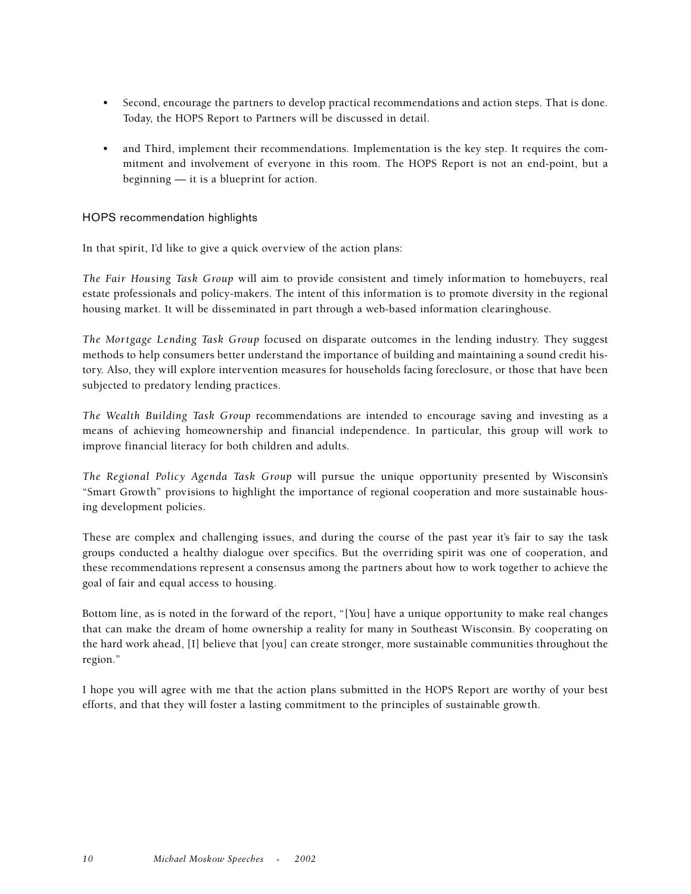- Second, encourage the partners to develop practical recommendations and action steps. That is done. Today, the HOPS Report to Partners will be discussed in detail.

- and Third, implement their recommendations. Implementation is the key step. It requires the commitment and involvement of everyone in this room. The HOPS Report is not an end-point, but a beginning — it is a blueprint for action.

## HOPS recommendation highlights

In that spirit, I'd like to give a quick overview of the action plans:

*The Fair Housing Task Group* will aim to provide consistent and timely information to homebuyers, real estate professionals and policy-makers. The intent of this information is to promote diversity in the regional housing market. It will be disseminated in part through a web-based information clearinghouse.

*The Mortgage Lending Task Group* focused on disparate outcomes in the lending industry. They suggest methods to help consumers better understand the importance of building and maintaining a sound credit history. Also, they will explore intervention measures for households facing foreclosure, or those that have been subjected to predatory lending practices.

*The Wealth Building Task Group* recommendations are intended to encourage saving and investing as a means of achieving homeownership and financial independence. In particular, this group will work to improve financial literacy for both children and adults.

*The Regional Policy Agenda Task Group* will pursue the unique opportunity presented by Wisconsin's "Smart Growth" provisions to highlight the importance of regional cooperation and more sustainable housing development policies.

These are complex and challenging issues, and during the course of the past year it's fair to say the task groups conducted a healthy dialogue over specifics. But the overriding spirit was one of cooperation, and these recommendations represent a consensus among the partners about how to work together to achieve the goal of fair and equal access to housing.

Bottom line, as is noted in the forward of the report, "[You] have a unique opportunity to make real changes that can make the dream of home ownership a reality for many in Southeast Wisconsin. By cooperating on the hard work ahead, [I] believe that [you] can create stronger, more sustainable communities throughout the region."

I hope you will agree with me that the action plans submitted in the HOPS Report are worthy of your best efforts, and that they will foster a lasting commitment to the principles of sustainable growth.